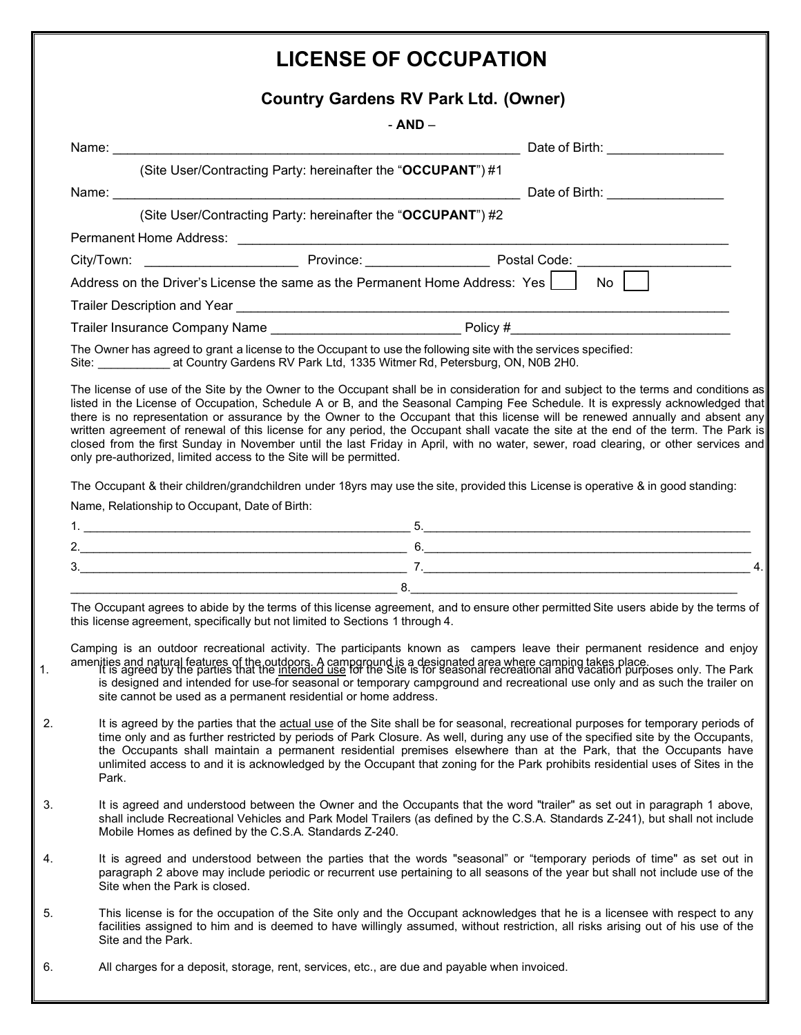# LICENSE OF OCCUPATION

## Country Gardens RV Park Ltd. (Owner)

\- **AND** –

Name: ___________________________________________________ Date of Birth: _______________

(Site User/Contracting Party: hereinafter the "**OCCUPANT**") #1

Name: ___________________________________________________ Date of Birth: _______________

(Site User/Contracting Party: hereinafter the "**OCCUPANT**") #2

Permanent Home Address: ____________________________________________________________

City/Town: ___________________ Province: _______________ Postal Code: ___________________

Address on the Driver's License the same as the Permanent Home Address: Yes ☐ No ☐

Trailer Description and Year ________________________________________________________

Trailer Insurance Company Name ________________________ Policy #___________________________

The Owner has agreed to grant a license to the Occupant to use the following site with the services specified:
Site: ___________ at Country Gardens RV Park Ltd, 1335 Witmer Rd, Petersburg, ON, N0B 2H0.

The license of use of the Site by the Owner to the Occupant shall be in consideration for and subject to the terms and conditions as listed in the License of Occupation, Schedule A or B, and the Seasonal Camping Fee Schedule. It is expressly acknowledged that there is no representation or assurance by the Owner to the Occupant that this license will be renewed annually and absent any written agreement of renewal of this license for any period, the Occupant shall vacate the site at the end of the term. The Park is closed from the first Sunday in November until the last Friday in April, with no water, sewer, road clearing, or other services and only pre-authorized, limited access to the Site will be permitted.

The Occupant & their children/grandchildren under 18yrs may use the site, provided this License is operative & in good standing:

Name, Relationship to Occupant, Date of Birth:

1. ______________________________________________ 5.______________________________________________

2.______________________________________________ 6.______________________________________________

3.______________________________________________ 7.______________________________________________ 4.

______________________________________________ 8.______________________________________________

The Occupant agrees to abide by the terms of this license agreement, and to ensure other permitted Site users abide by the terms of this license agreement, specifically but not limited to Sections 1 through 4.

Camping is an outdoor recreational activity. The participants known as campers leave their permanent residence and enjoy amenities and natural features of the outdoors. A campground is a designated area where camping takes place.

1. It is agreed by the parties that the intended use for the Site is for seasonal recreational and vacation purposes only. The Park is designed and intended for use for seasonal or temporary campground and recreational use only and as such the trailer on site cannot be used as a permanent residential or home address.

2. It is agreed by the parties that the actual use of the Site shall be for seasonal, recreational purposes for temporary periods of time only and as further restricted by periods of Park Closure. As well, during any use of the specified site by the Occupants, the Occupants shall maintain a permanent residential premises elsewhere than at the Park, that the Occupants have unlimited access to and it is acknowledged by the Occupant that zoning for the Park prohibits residential uses of Sites in the Park.

3. It is agreed and understood between the Owner and the Occupants that the word "trailer" as set out in paragraph 1 above, shall include Recreational Vehicles and Park Model Trailers (as defined by the C.S.A. Standards Z-241), but shall not include Mobile Homes as defined by the C.S.A. Standards Z-240.

4. It is agreed and understood between the parties that the words "seasonal" or "temporary periods of time" as set out in paragraph 2 above may include periodic or recurrent use pertaining to all seasons of the year but shall not include use of the Site when the Park is closed.

5. This license is for the occupation of the Site only and the Occupant acknowledges that he is a licensee with respect to any facilities assigned to him and is deemed to have willingly assumed, without restriction, all risks arising out of his use of the Site and the Park.

6. All charges for a deposit, storage, rent, services, etc., are due and payable when invoiced.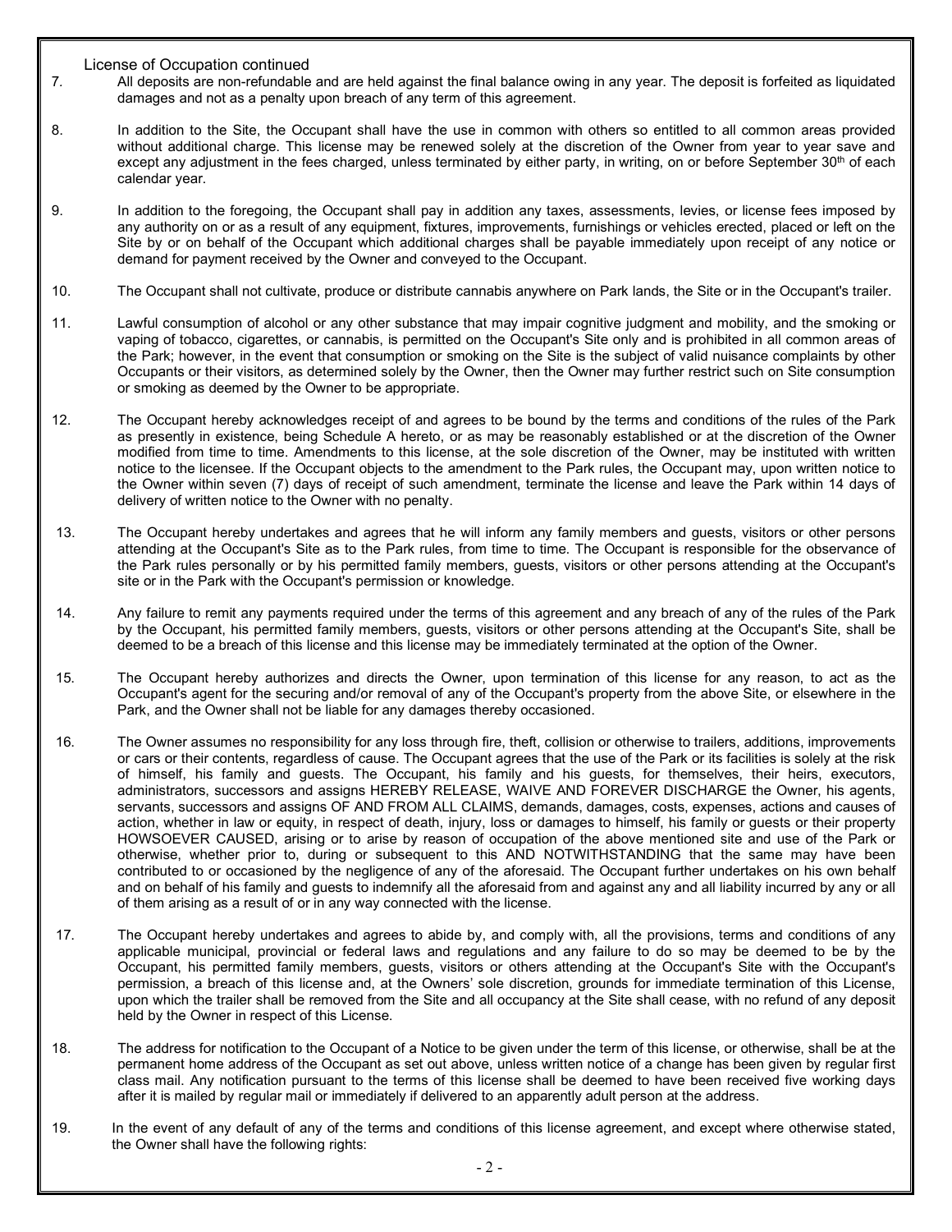License of Occupation continued

7. All deposits are non-refundable and are held against the final balance owing in any year. The deposit is forfeited as liquidated damages and not as a penalty upon breach of any term of this agreement.

8. In addition to the Site, the Occupant shall have the use in common with others so entitled to all common areas provided without additional charge. This license may be renewed solely at the discretion of the Owner from year to year save and except any adjustment in the fees charged, unless terminated by either party, in writing, on or before September 30th of each calendar year.

9. In addition to the foregoing, the Occupant shall pay in addition any taxes, assessments, levies, or license fees imposed by any authority on or as a result of any equipment, fixtures, improvements, furnishings or vehicles erected, placed or left on the Site by or on behalf of the Occupant which additional charges shall be payable immediately upon receipt of any notice or demand for payment received by the Owner and conveyed to the Occupant.

10. The Occupant shall not cultivate, produce or distribute cannabis anywhere on Park lands, the Site or in the Occupant's trailer.

11. Lawful consumption of alcohol or any other substance that may impair cognitive judgment and mobility, and the smoking or vaping of tobacco, cigarettes, or cannabis, is permitted on the Occupant's Site only and is prohibited in all common areas of the Park; however, in the event that consumption or smoking on the Site is the subject of valid nuisance complaints by other Occupants or their visitors, as determined solely by the Owner, then the Owner may further restrict such on Site consumption or smoking as deemed by the Owner to be appropriate.

12. The Occupant hereby acknowledges receipt of and agrees to be bound by the terms and conditions of the rules of the Park as presently in existence, being Schedule A hereto, or as may be reasonably established or at the discretion of the Owner modified from time to time. Amendments to this license, at the sole discretion of the Owner, may be instituted with written notice to the licensee. If the Occupant objects to the amendment to the Park rules, the Occupant may, upon written notice to the Owner within seven (7) days of receipt of such amendment, terminate the license and leave the Park within 14 days of delivery of written notice to the Owner with no penalty.

13. The Occupant hereby undertakes and agrees that he will inform any family members and guests, visitors or other persons attending at the Occupant's Site as to the Park rules, from time to time. The Occupant is responsible for the observance of the Park rules personally or by his permitted family members, guests, visitors or other persons attending at the Occupant's site or in the Park with the Occupant's permission or knowledge.

14. Any failure to remit any payments required under the terms of this agreement and any breach of any of the rules of the Park by the Occupant, his permitted family members, guests, visitors or other persons attending at the Occupant's Site, shall be deemed to be a breach of this license and this license may be immediately terminated at the option of the Owner.

15. The Occupant hereby authorizes and directs the Owner, upon termination of this license for any reason, to act as the Occupant's agent for the securing and/or removal of any of the Occupant's property from the above Site, or elsewhere in the Park, and the Owner shall not be liable for any damages thereby occasioned.

16. The Owner assumes no responsibility for any loss through fire, theft, collision or otherwise to trailers, additions, improvements or cars or their contents, regardless of cause. The Occupant agrees that the use of the Park or its facilities is solely at the risk of himself, his family and guests. The Occupant, his family and his guests, for themselves, their heirs, executors, administrators, successors and assigns HEREBY RELEASE, WAIVE AND FOREVER DISCHARGE the Owner, his agents, servants, successors and assigns OF AND FROM ALL CLAIMS, demands, damages, costs, expenses, actions and causes of action, whether in law or equity, in respect of death, injury, loss or damages to himself, his family or guests or their property HOWSOEVER CAUSED, arising or to arise by reason of occupation of the above mentioned site and use of the Park or otherwise, whether prior to, during or subsequent to this AND NOTWITHSTANDING that the same may have been contributed to or occasioned by the negligence of any of the aforesaid. The Occupant further undertakes on his own behalf and on behalf of his family and guests to indemnify all the aforesaid from and against any and all liability incurred by any or all of them arising as a result of or in any way connected with the license.

17. The Occupant hereby undertakes and agrees to abide by, and comply with, all the provisions, terms and conditions of any applicable municipal, provincial or federal laws and regulations and any failure to do so may be deemed to be by the Occupant, his permitted family members, guests, visitors or others attending at the Occupant's Site with the Occupant's permission, a breach of this license and, at the Owners' sole discretion, grounds for immediate termination of this License, upon which the trailer shall be removed from the Site and all occupancy at the Site shall cease, with no refund of any deposit held by the Owner in respect of this License.

18. The address for notification to the Occupant of a Notice to be given under the term of this license, or otherwise, shall be at the permanent home address of the Occupant as set out above, unless written notice of a change has been given by regular first class mail. Any notification pursuant to the terms of this license shall be deemed to have been received five working days after it is mailed by regular mail or immediately if delivered to an apparently adult person at the address.

19. In the event of any default of any of the terms and conditions of this license agreement, and except where otherwise stated, the Owner shall have the following rights: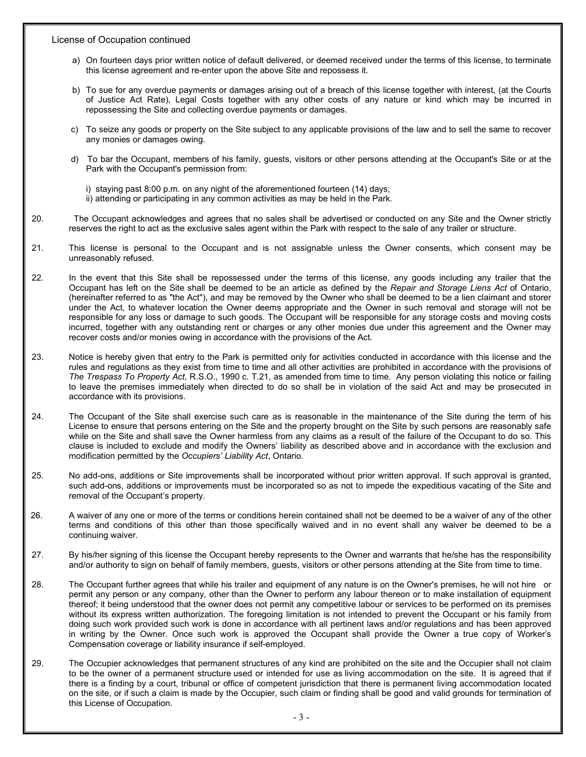License of Occupation continued

a) On fourteen days prior written notice of default delivered, or deemed received under the terms of this license, to terminate this license agreement and re-enter upon the above Site and repossess it.

b) To sue for any overdue payments or damages arising out of a breach of this license together with interest, (at the Courts of Justice Act Rate), Legal Costs together with any other costs of any nature or kind which may be incurred in repossessing the Site and collecting overdue payments or damages.

c) To seize any goods or property on the Site subject to any applicable provisions of the law and to sell the same to recover any monies or damages owing.

d) To bar the Occupant, members of his family, guests, visitors or other persons attending at the Occupant's Site or at the Park with the Occupant's permission from:

   i) staying past 8:00 p.m. on any night of the aforementioned fourteen (14) days;
   ii) attending or participating in any common activities as may be held in the Park.

20. The Occupant acknowledges and agrees that no sales shall be advertised or conducted on any Site and the Owner strictly reserves the right to act as the exclusive sales agent within the Park with respect to the sale of any trailer or structure.

21. This license is personal to the Occupant and is not assignable unless the Owner consents, which consent may be unreasonably refused.

22. In the event that this Site shall be repossessed under the terms of this license, any goods including any trailer that the Occupant has left on the Site shall be deemed to be an article as defined by the *Repair and Storage Liens Act* of Ontario, (hereinafter referred to as "the Act"), and may be removed by the Owner who shall be deemed to be a lien claimant and storer under the Act, to whatever location the Owner deems appropriate and the Owner in such removal and storage will not be responsible for any loss or damage to such goods. The Occupant will be responsible for any storage costs and moving costs incurred, together with any outstanding rent or charges or any other monies due under this agreement and the Owner may recover costs and/or monies owing in accordance with the provisions of the Act.

23. Notice is hereby given that entry to the Park is permitted only for activities conducted in accordance with this license and the rules and regulations as they exist from time to time and all other activities are prohibited in accordance with the provisions of *The Trespass To Property Act*, R.S.O., 1990 c. T.21, as amended from time to time. Any person violating this notice or failing to leave the premises immediately when directed to do so shall be in violation of the said Act and may be prosecuted in accordance with its provisions.

24. The Occupant of the Site shall exercise such care as is reasonable in the maintenance of the Site during the term of his License to ensure that persons entering on the Site and the property brought on the Site by such persons are reasonably safe while on the Site and shall save the Owner harmless from any claims as a result of the failure of the Occupant to do so. This clause is included to exclude and modify the Owners' liability as described above and in accordance with the exclusion and modification permitted by the *Occupiers' Liability Act*, Ontario.

25. No add-ons, additions or Site improvements shall be incorporated without prior written approval. If such approval is granted, such add-ons, additions or improvements must be incorporated so as not to impede the expeditious vacating of the Site and removal of the Occupant's property.

26. A waiver of any one or more of the terms or conditions herein contained shall not be deemed to be a waiver of any of the other terms and conditions of this other than those specifically waived and in no event shall any waiver be deemed to be a continuing waiver.

27. By his/her signing of this license the Occupant hereby represents to the Owner and warrants that he/she has the responsibility and/or authority to sign on behalf of family members, guests, visitors or other persons attending at the Site from time to time.

28. The Occupant further agrees that while his trailer and equipment of any nature is on the Owner's premises, he will not hire or permit any person or any company, other than the Owner to perform any labour thereon or to make installation of equipment thereof; it being understood that the owner does not permit any competitive labour or services to be performed on its premises without its express written authorization. The foregoing limitation is not intended to prevent the Occupant or his family from doing such work provided such work is done in accordance with all pertinent laws and/or regulations and has been approved in writing by the Owner. Once such work is approved the Occupant shall provide the Owner a true copy of Worker's Compensation coverage or liability insurance if self-employed.

29. The Occupier acknowledges that permanent structures of any kind are prohibited on the site and the Occupier shall not claim to be the owner of a permanent structure used or intended for use as living accommodation on the site. It is agreed that if there is a finding by a court, tribunal or office of competent jurisdiction that there is permanent living accommodation located on the site, or if such a claim is made by the Occupier, such claim or finding shall be good and valid grounds for termination of this License of Occupation.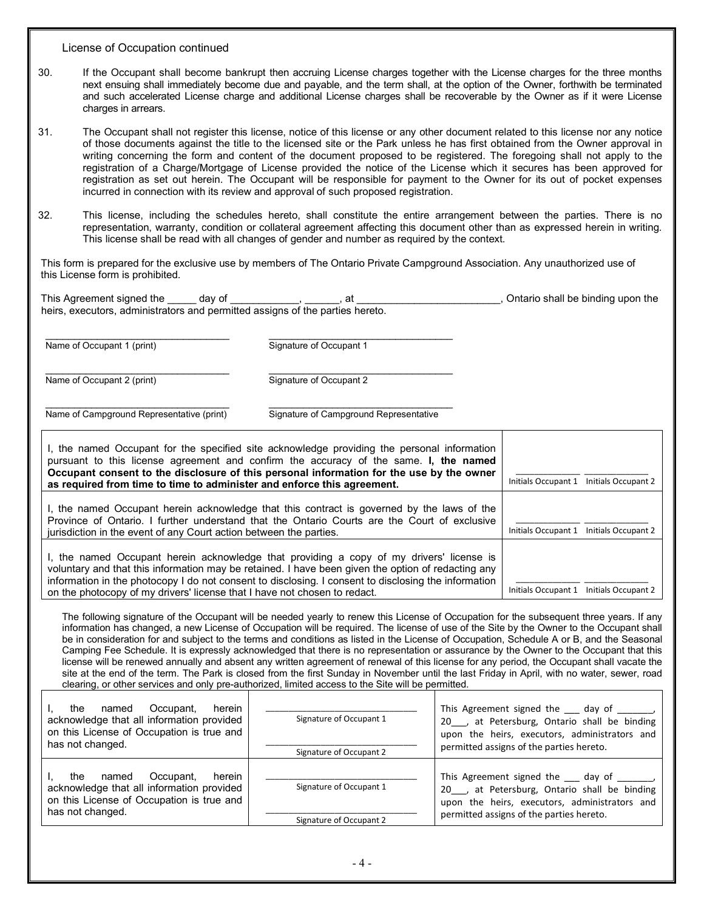License of Occupation continued

30. If the Occupant shall become bankrupt then accruing License charges together with the License charges for the three months next ensuing shall immediately become due and payable, and the term shall, at the option of the Owner, forthwith be terminated and such accelerated License charge and additional License charges shall be recoverable by the Owner as if it were License charges in arrears.

31. The Occupant shall not register this license, notice of this license or any other document related to this license nor any notice of those documents against the title to the licensed site or the Park unless he has first obtained from the Owner approval in writing concerning the form and content of the document proposed to be registered. The foregoing shall not apply to the registration of a Charge/Mortgage of License provided the notice of the License which it secures has been approved for registration as set out herein. The Occupant will be responsible for payment to the Owner for its out of pocket expenses incurred in connection with its review and approval of such proposed registration.

32. This license, including the schedules hereto, shall constitute the entire arrangement between the parties. There is no representation, warranty, condition or collateral agreement affecting this document other than as expressed herein in writing. This license shall be read with all changes of gender and number as required by the context.

This form is prepared for the exclusive use by members of The Ontario Private Campground Association. Any unauthorized use of this License form is prohibited.

This Agreement signed the _____ day of ____________, ______, at _________________________, Ontario shall be binding upon the heirs, executors, administrators and permitted assigns of the parties hereto.

| | |
|---|---|
| ________________________________ Name of Occupant 1 (print) | ________________________________ Signature of Occupant 1 |
| ________________________________ Name of Occupant 2 (print) | ________________________________ Signature of Occupant 2 |
| ________________________________ Name of Campground Representative (print) | ________________________________ Signature of Campground Representative |

| | | |
|---|---|---|
| I, the named Occupant for the specified site acknowledge providing the personal information pursuant to this license agreement and confirm the accuracy of the same. **I, the named Occupant consent to the disclosure of this personal information for the use by the owner as required from time to time to administer and enforce this agreement.** | ____________ Initials Occupant 1 | ____________ Initials Occupant 2 |
| I, the named Occupant herein acknowledge that this contract is governed by the laws of the Province of Ontario. I further understand that the Ontario Courts are the Court of exclusive jurisdiction in the event of any Court action between the parties. | ____________ Initials Occupant 1 | ____________ Initials Occupant 2 |
| I, the named Occupant herein acknowledge that providing a copy of my drivers' license is voluntary and that this information may be retained. I have been given the option of redacting any information in the photocopy I do not consent to disclosing. I consent to disclosing the information on the photocopy of my drivers' license that I have not chosen to redact. | ____________ Initials Occupant 1 | ____________ Initials Occupant 2 |

The following signature of the Occupant will be needed yearly to renew this License of Occupation for the subsequent three years. If any information has changed, a new License of Occupation will be required. The license of use of the Site by the Owner to the Occupant shall be in consideration for and subject to the terms and conditions as listed in the License of Occupation, Schedule A or B, and the Seasonal Camping Fee Schedule. It is expressly acknowledged that there is no representation or assurance by the Owner to the Occupant that this license will be renewed annually and absent any written agreement of renewal of this license for any period, the Occupant shall vacate the site at the end of the term. The Park is closed from the first Sunday in November until the last Friday in April, with no water, sewer, road clearing, or other services and only pre-authorized, limited access to the Site will be permitted.

| | | |
|---|---|---|
| I, the named Occupant, herein acknowledge that all information provided on this License of Occupation is true and has not changed. | ____________________________ Signature of Occupant 1<br>____________________________ Signature of Occupant 2 | This Agreement signed the ___ day of _______, 20___, at Petersburg, Ontario shall be binding upon the heirs, executors, administrators and permitted assigns of the parties hereto. |
| I, the named Occupant, herein acknowledge that all information provided on this License of Occupation is true and has not changed. | ____________________________ Signature of Occupant 1<br>____________________________ Signature of Occupant 2 | This Agreement signed the ___ day of _______, 20___, at Petersburg, Ontario shall be binding upon the heirs, executors, administrators and permitted assigns of the parties hereto. |